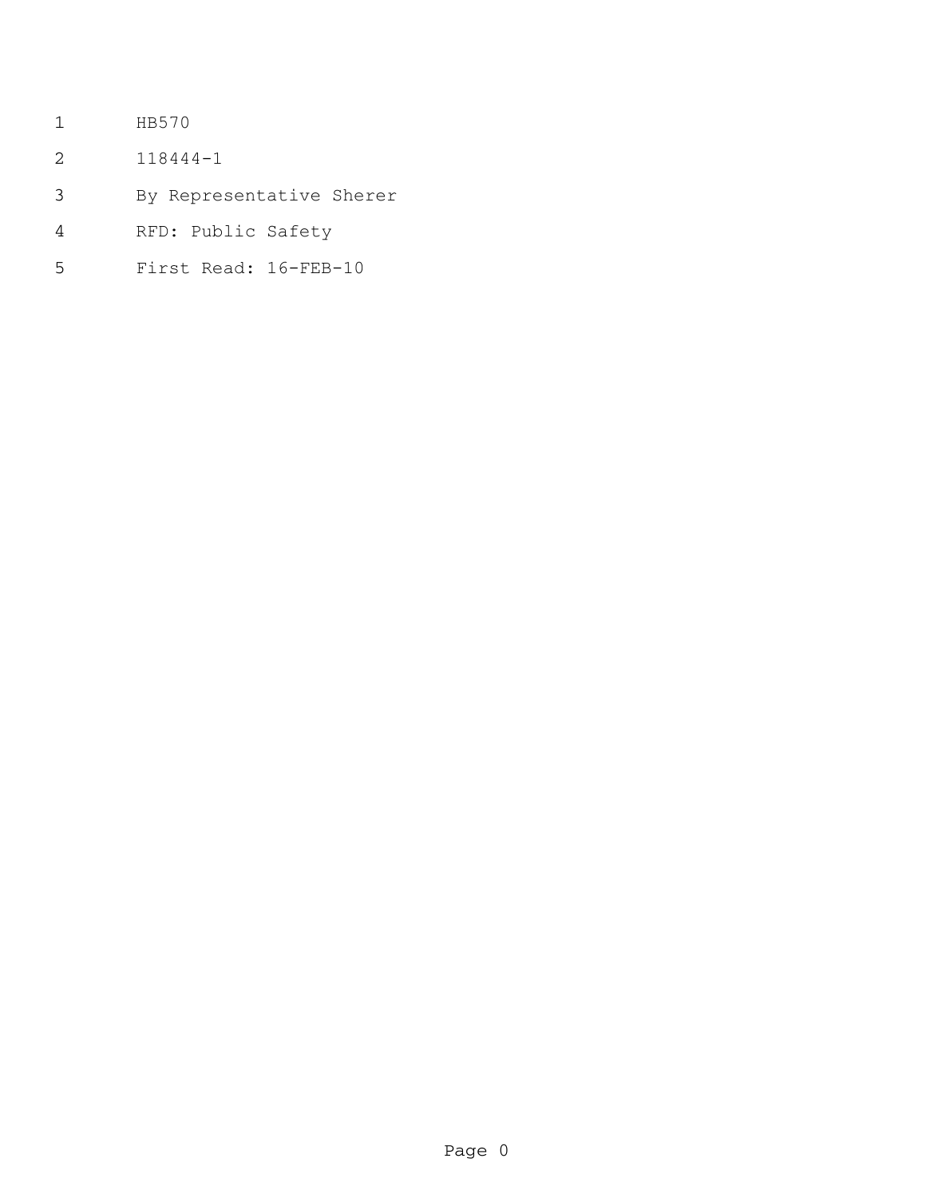HB570

118444-1

By Representative Sherer

RFD: Public Safety

First Read: 16-FEB-10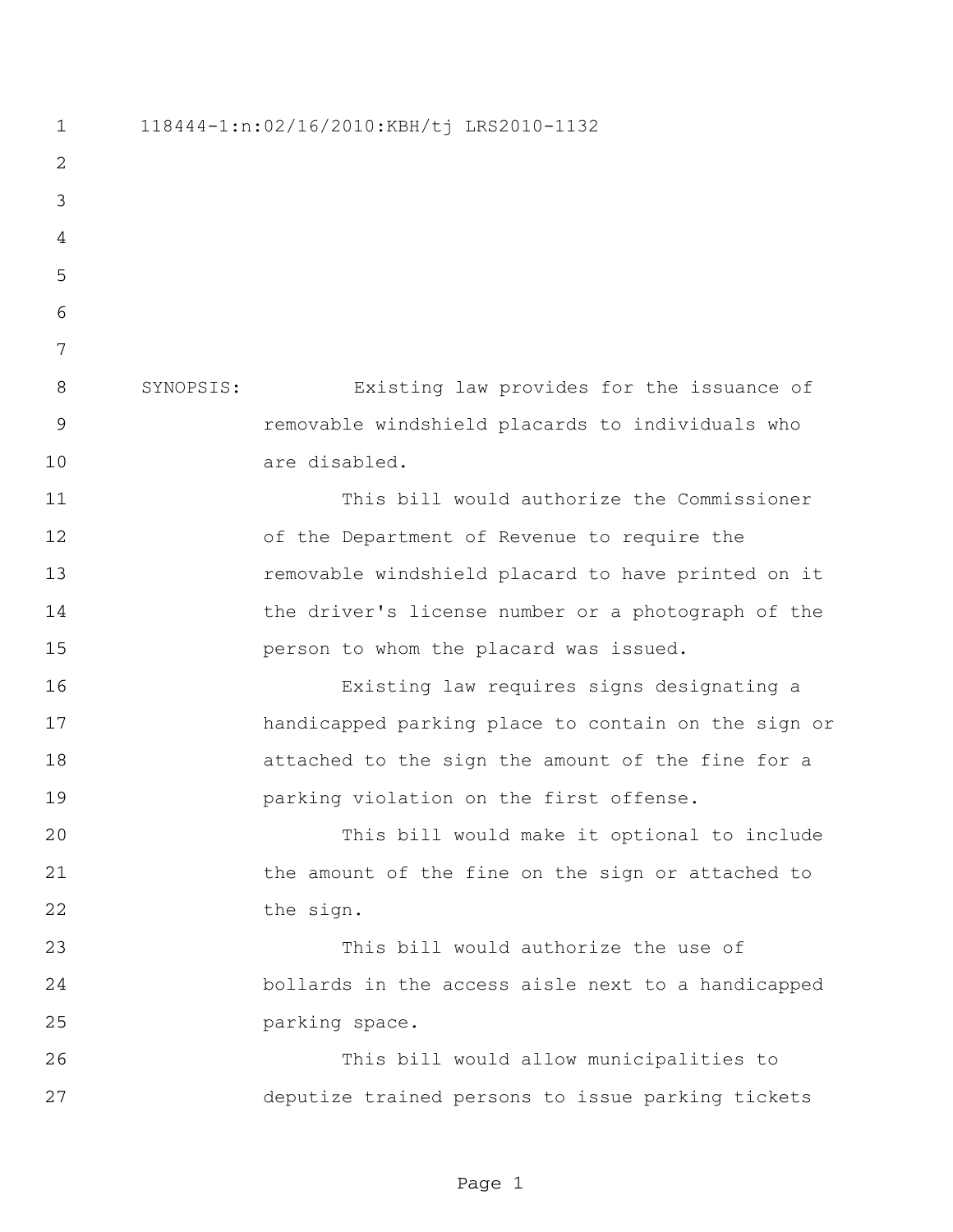118444-1:n:02/16/2010:KBH/tj LRS2010-1132

SYNOPSIS: Existing law provides for the issuance of removable windshield placards to individuals who are disabled.

This bill would authorize the Commissioner of the Department of Revenue to require the removable windshield placard to have printed on it the driver's license number or a photograph of the person to whom the placard was issued.

Existing law requires signs designating a handicapped parking place to contain on the sign or attached to the sign the amount of the fine for a parking violation on the first offense.

This bill would make it optional to include the amount of the fine on the sign or attached to the sign.

This bill would authorize the use of bollards in the access aisle next to a handicapped parking space.

This bill would allow municipalities to deputize trained persons to issue parking tickets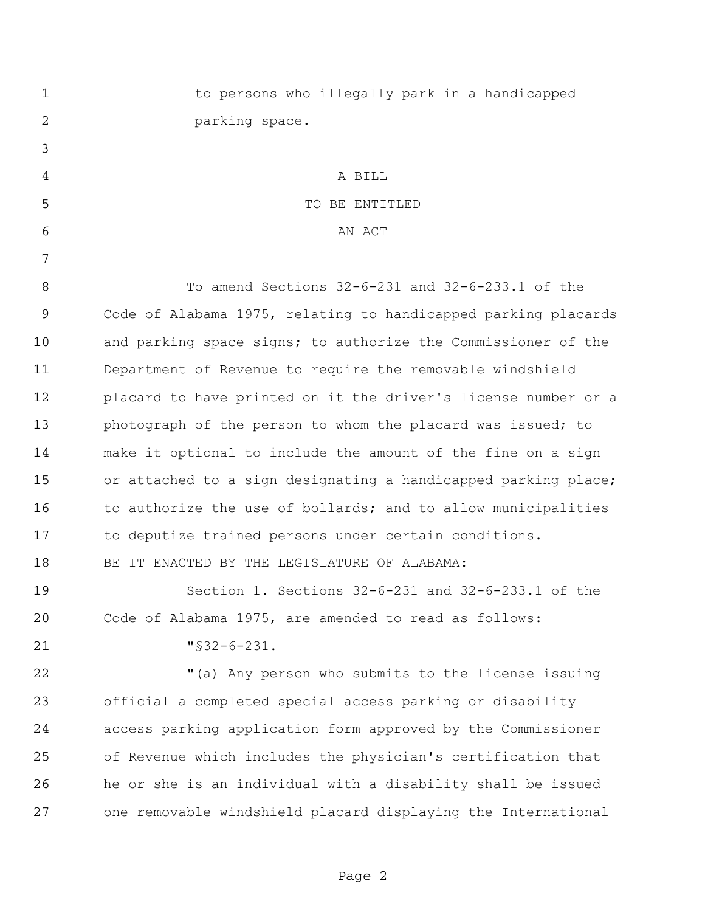to persons who illegally park in a handicapped parking space.

A BILL
TO BE ENTITLED
AN ACT

To amend Sections 32-6-231 and 32-6-233.1 of the Code of Alabama 1975, relating to handicapped parking placards and parking space signs; to authorize the Commissioner of the Department of Revenue to require the removable windshield placard to have printed on it the driver's license number or a photograph of the person to whom the placard was issued; to make it optional to include the amount of the fine on a sign or attached to a sign designating a handicapped parking place; to authorize the use of bollards; and to allow municipalities to deputize trained persons under certain conditions.

BE IT ENACTED BY THE LEGISLATURE OF ALABAMA:

Section 1. Sections 32-6-231 and 32-6-233.1 of the Code of Alabama 1975, are amended to read as follows:

"§32-6-231.

"(a) Any person who submits to the license issuing official a completed special access parking or disability access parking application form approved by the Commissioner of Revenue which includes the physician's certification that he or she is an individual with a disability shall be issued one removable windshield placard displaying the International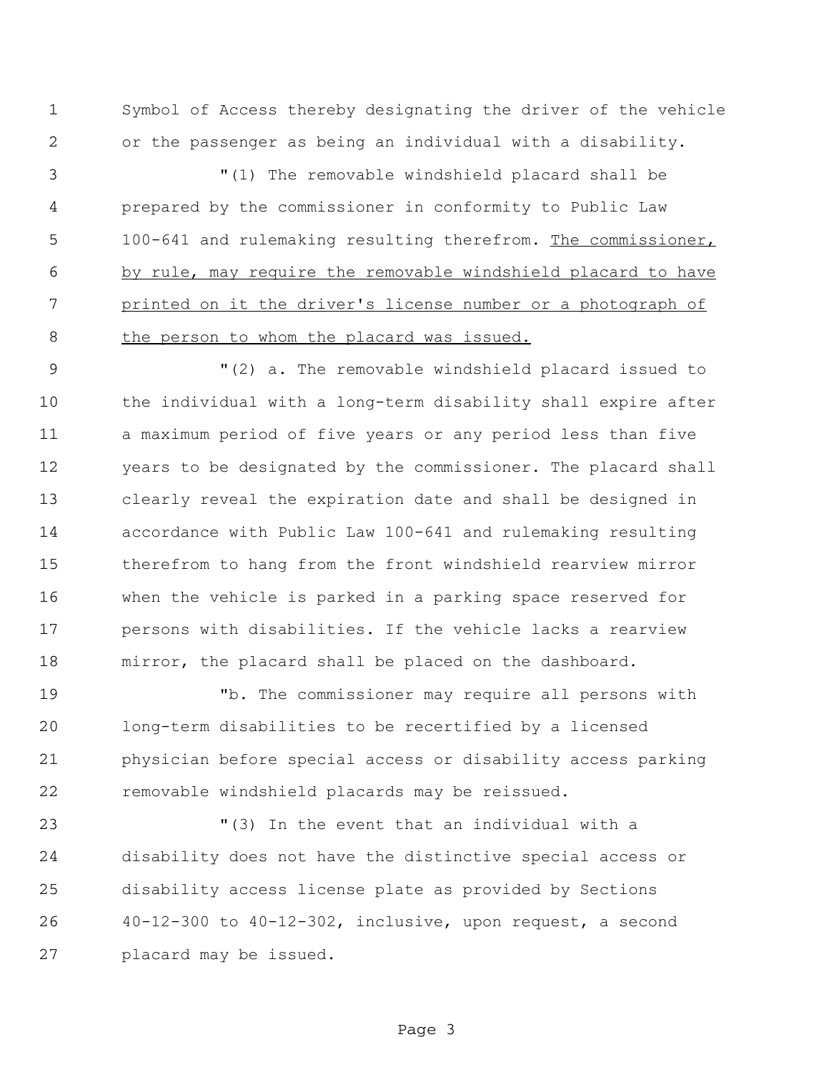Symbol of Access thereby designating the driver of the vehicle or the passenger as being an individual with a disability.

"(1) The removable windshield placard shall be prepared by the commissioner in conformity to Public Law 100-641 and rulemaking resulting therefrom. <u>The commissioner, by rule, may require the removable windshield placard to have printed on it the driver's license number or a photograph of the person to whom the placard was issued.</u>

"(2) a. The removable windshield placard issued to the individual with a long-term disability shall expire after a maximum period of five years or any period less than five years to be designated by the commissioner. The placard shall clearly reveal the expiration date and shall be designed in accordance with Public Law 100-641 and rulemaking resulting therefrom to hang from the front windshield rearview mirror when the vehicle is parked in a parking space reserved for persons with disabilities. If the vehicle lacks a rearview mirror, the placard shall be placed on the dashboard.

"b. The commissioner may require all persons with long-term disabilities to be recertified by a licensed physician before special access or disability access parking removable windshield placards may be reissued.

"(3) In the event that an individual with a disability does not have the distinctive special access or disability access license plate as provided by Sections 40-12-300 to 40-12-302, inclusive, upon request, a second placard may be issued.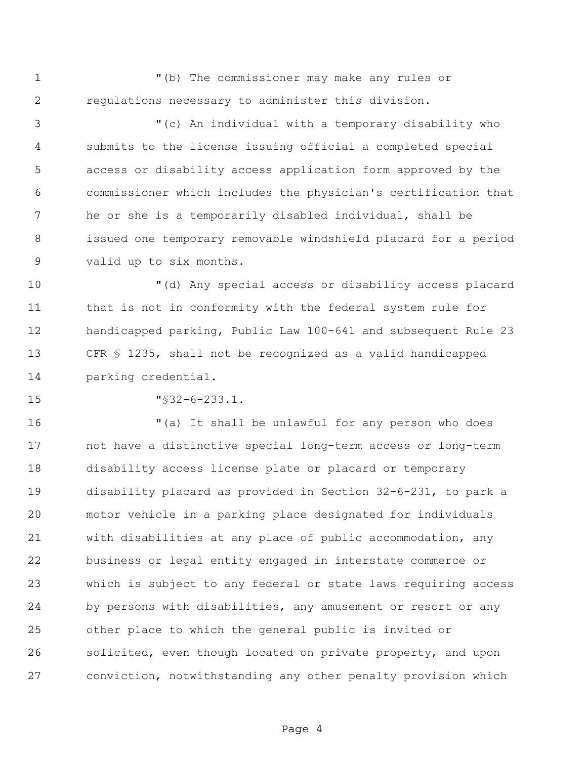"(b) The commissioner may make any rules or regulations necessary to administer this division.

"(c) An individual with a temporary disability who submits to the license issuing official a completed special access or disability access application form approved by the commissioner which includes the physician's certification that he or she is a temporarily disabled individual, shall be issued one temporary removable windshield placard for a period valid up to six months.

"(d) Any special access or disability access placard that is not in conformity with the federal system rule for handicapped parking, Public Law 100-641 and subsequent Rule 23 CFR § 1235, shall not be recognized as a valid handicapped parking credential.

"§32-6-233.1.

"(a) It shall be unlawful for any person who does not have a distinctive special long-term access or long-term disability access license plate or placard or temporary disability placard as provided in Section 32-6-231, to park a motor vehicle in a parking place designated for individuals with disabilities at any place of public accommodation, any business or legal entity engaged in interstate commerce or which is subject to any federal or state laws requiring access by persons with disabilities, any amusement or resort or any other place to which the general public is invited or solicited, even though located on private property, and upon conviction, notwithstanding any other penalty provision which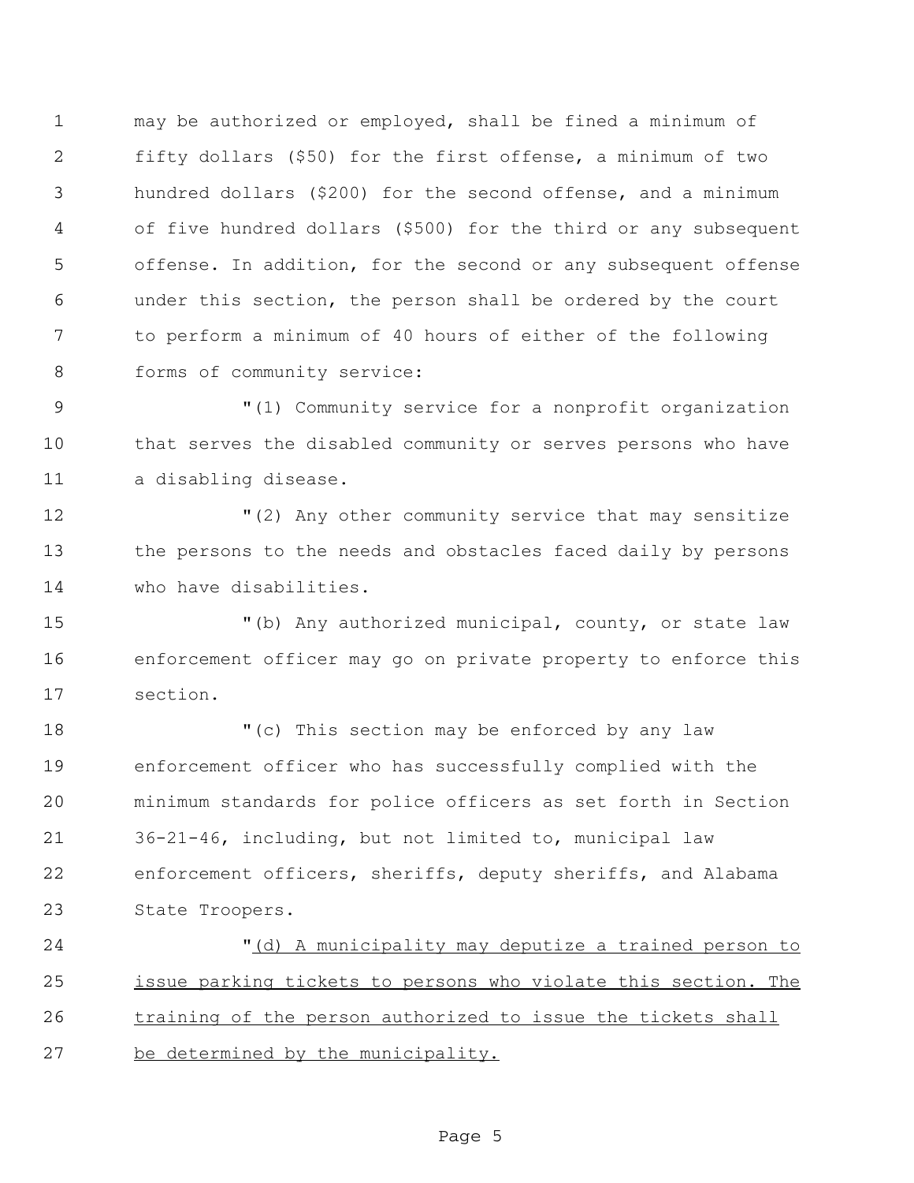may be authorized or employed, shall be fined a minimum of fifty dollars ($50) for the first offense, a minimum of two hundred dollars ($200) for the second offense, and a minimum of five hundred dollars ($500) for the third or any subsequent offense. In addition, for the second or any subsequent offense under this section, the person shall be ordered by the court to perform a minimum of 40 hours of either of the following forms of community service:

"(1) Community service for a nonprofit organization that serves the disabled community or serves persons who have a disabling disease.

"(2) Any other community service that may sensitize the persons to the needs and obstacles faced daily by persons who have disabilities.

"(b) Any authorized municipal, county, or state law enforcement officer may go on private property to enforce this section.

"(c) This section may be enforced by any law enforcement officer who has successfully complied with the minimum standards for police officers as set forth in Section 36-21-46, including, but not limited to, municipal law enforcement officers, sheriffs, deputy sheriffs, and Alabama State Troopers.

"(d) A municipality may deputize a trained person to issue parking tickets to persons who violate this section. The training of the person authorized to issue the tickets shall be determined by the municipality.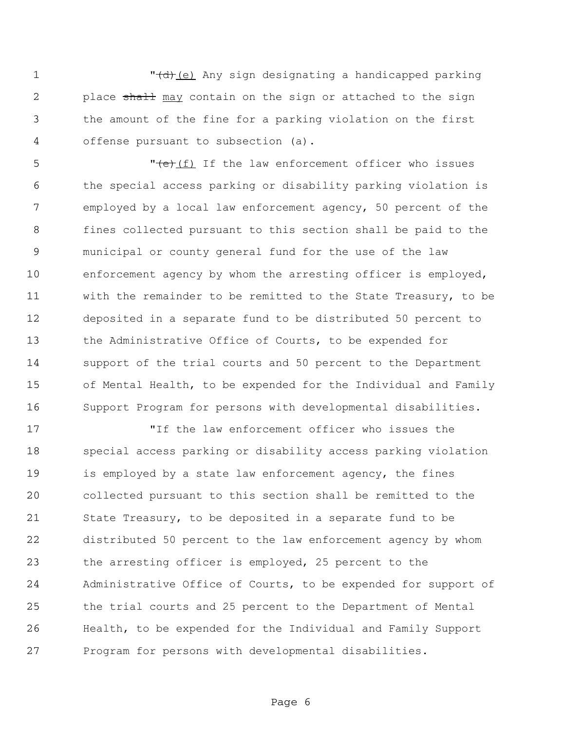"~~(d)~~(e) Any sign designating a handicapped parking place ~~shall~~ may contain on the sign or attached to the sign the amount of the fine for a parking violation on the first offense pursuant to subsection (a).

"~~(e)~~(f) If the law enforcement officer who issues the special access parking or disability parking violation is employed by a local law enforcement agency, 50 percent of the fines collected pursuant to this section shall be paid to the municipal or county general fund for the use of the law enforcement agency by whom the arresting officer is employed, with the remainder to be remitted to the State Treasury, to be deposited in a separate fund to be distributed 50 percent to the Administrative Office of Courts, to be expended for support of the trial courts and 50 percent to the Department of Mental Health, to be expended for the Individual and Family Support Program for persons with developmental disabilities.

"If the law enforcement officer who issues the special access parking or disability access parking violation is employed by a state law enforcement agency, the fines collected pursuant to this section shall be remitted to the State Treasury, to be deposited in a separate fund to be distributed 50 percent to the law enforcement agency by whom the arresting officer is employed, 25 percent to the Administrative Office of Courts, to be expended for support of the trial courts and 25 percent to the Department of Mental Health, to be expended for the Individual and Family Support Program for persons with developmental disabilities.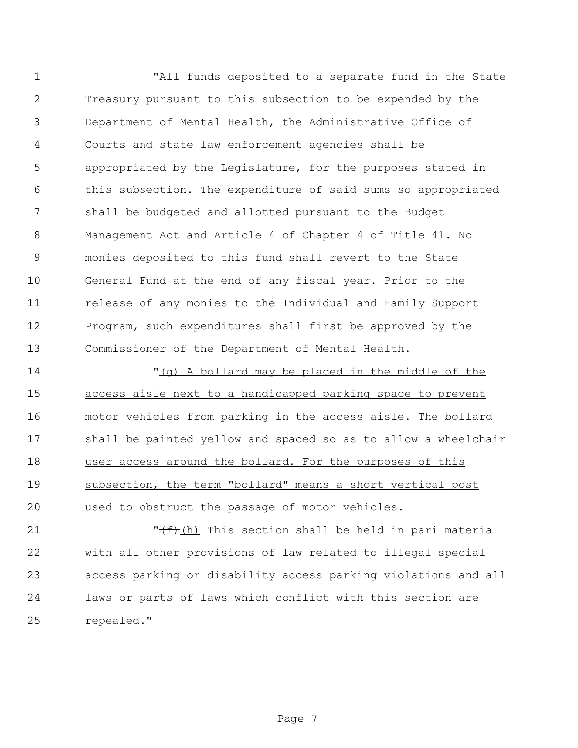"All funds deposited to a separate fund in the State Treasury pursuant to this subsection to be expended by the Department of Mental Health, the Administrative Office of Courts and state law enforcement agencies shall be appropriated by the Legislature, for the purposes stated in this subsection. The expenditure of said sums so appropriated shall be budgeted and allotted pursuant to the Budget Management Act and Article 4 of Chapter 4 of Title 41. No monies deposited to this fund shall revert to the State General Fund at the end of any fiscal year. Prior to the release of any monies to the Individual and Family Support Program, such expenditures shall first be approved by the Commissioner of the Department of Mental Health.

"<u>(g) A bollard may be placed in the middle of the access aisle next to a handicapped parking space to prevent motor vehicles from parking in the access aisle. The bollard shall be painted yellow and spaced so as to allow a wheelchair user access around the bollard. For the purposes of this subsection, the term "bollard" means a short vertical post used to obstruct the passage of motor vehicles.</u>

"~~(f)~~<u>(h)</u> This section shall be held in pari materia with all other provisions of law related to illegal special access parking or disability access parking violations and all laws or parts of laws which conflict with this section are repealed."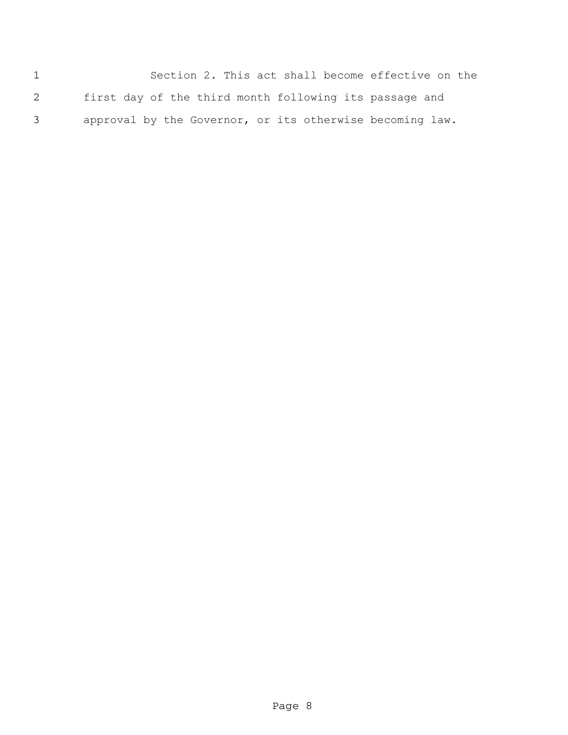Section 2. This act shall become effective on the first day of the third month following its passage and approval by the Governor, or its otherwise becoming law.